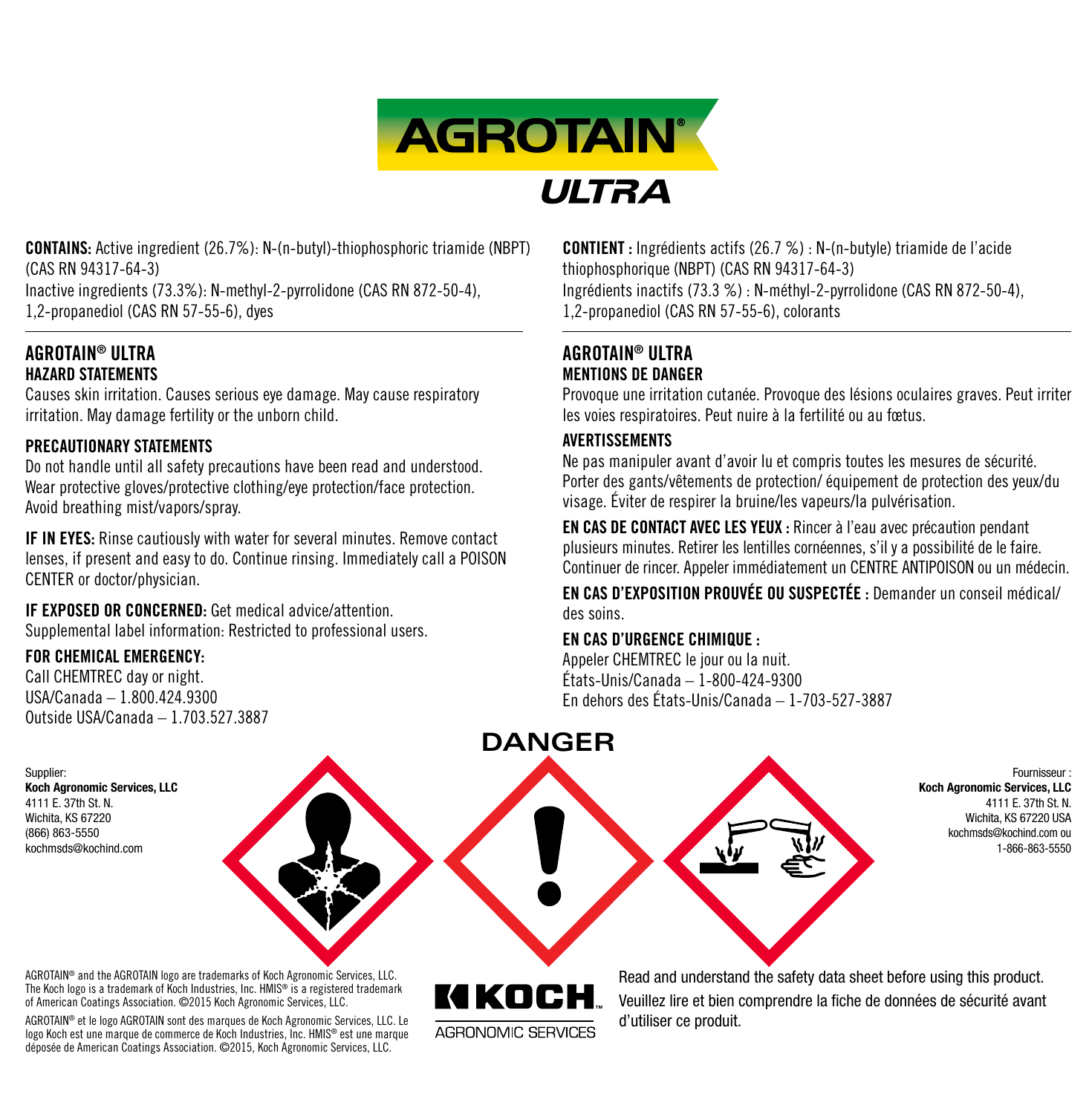# AGROTAIN® ULTRA

**CONTAINS:** Active ingredient (26.7%): N-(n-butyl)-thiophosphoric triamide (NBPT) (CAS RN 94317-64-3)
Inactive ingredients (73.3%): N-methyl-2-pyrrolidone (CAS RN 872-50-4), 1,2-propanediol (CAS RN 57-55-6), dyes

## AGROTAIN® ULTRA

### HAZARD STATEMENTS

Causes skin irritation. Causes serious eye damage. May cause respiratory irritation. May damage fertility or the unborn child.

### PRECAUTIONARY STATEMENTS

Do not handle until all safety precautions have been read and understood. Wear protective gloves/protective clothing/eye protection/face protection. Avoid breathing mist/vapors/spray.

**IF IN EYES:** Rinse cautiously with water for several minutes. Remove contact lenses, if present and easy to do. Continue rinsing. Immediately call a POISON CENTER or doctor/physician.

**IF EXPOSED OR CONCERNED:** Get medical advice/attention.
Supplemental label information: Restricted to professional users.

**FOR CHEMICAL EMERGENCY:**
Call CHEMTREC day or night.
USA/Canada – 1.800.424.9300
Outside USA/Canada – 1.703.527.3887

**CONTIENT :** Ingrédients actifs (26.7 %) : N-(n-butyle) triamide de l'acide thiophosphorique (NBPT) (CAS RN 94317-64-3)
Ingrédients inactifs (73.3 %) : N-méthyl-2-pyrrolidone (CAS RN 872-50-4), 1,2-propanediol (CAS RN 57-55-6), colorants

## AGROTAIN® ULTRA

### MENTIONS DE DANGER

Provoque une irritation cutanée. Provoque des lésions oculaires graves. Peut irriter les voies respiratoires. Peut nuire à la fertilité ou au fœtus.

### AVERTISSEMENTS

Ne pas manipuler avant d'avoir lu et compris toutes les mesures de sécurité. Porter des gants/vêtements de protection/ équipement de protection des yeux/du visage. Éviter de respirer la bruine/les vapeurs/la pulvérisation.

**EN CAS DE CONTACT AVEC LES YEUX :** Rincer à l'eau avec précaution pendant plusieurs minutes. Retirer les lentilles cornéennes, s'il y a possibilité de le faire. Continuer de rincer. Appeler immédiatement un CENTRE ANTIPOISON ou un médecin.

**EN CAS D'EXPOSITION PROUVÉE OU SUSPECTÉE :** Demander un conseil médical/ des soins.

**EN CAS D'URGENCE CHIMIQUE :**
Appeler CHEMTREC le jour ou la nuit.
États-Unis/Canada – 1-800-424-9300
En dehors des États-Unis/Canada – 1-703-527-3887

## DANGER

Supplier:
**Koch Agronomic Services, LLC**
4111 E. 37th St. N.
Wichita, KS 67220
(866) 863-5550
kochmsds@kochind.com

Fournisseur :
**Koch Agronomic Services, LLC**
4111 E. 37th St. N.
Wichita, KS 67220 USA
kochmsds@kochind.com ou
1-866-863-5550

AGROTAIN® and the AGROTAIN logo are trademarks of Koch Agronomic Services, LLC. The Koch logo is a trademark of Koch Industries, Inc. HMIS® is a registered trademark of American Coatings Association. ©2015 Koch Agronomic Services, LLC.

AGROTAIN® et le logo AGROTAIN sont des marques de Koch Agronomic Services, LLC. Le logo Koch est une marque de commerce de Koch Industries, Inc. HMIS® est une marque déposée de American Coatings Association. ©2015, Koch Agronomic Services, LLC.

KOCH AGRONOMIC SERVICES

Read and understand the safety data sheet before using this product.
Veuillez lire et bien comprendre la fiche de données de sécurité avant d'utiliser ce produit.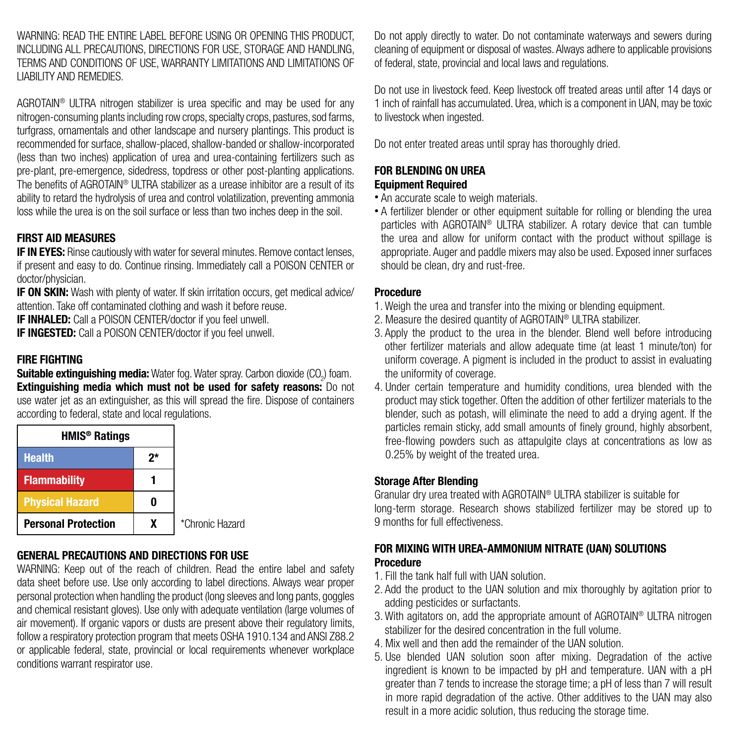WARNING: READ THE ENTIRE LABEL BEFORE USING OR OPENING THIS PRODUCT, INCLUDING ALL PRECAUTIONS, DIRECTIONS FOR USE, STORAGE AND HANDLING, TERMS AND CONDITIONS OF USE, WARRANTY LIMITATIONS AND LIMITATIONS OF LIABILITY AND REMEDIES.

AGROTAIN® ULTRA nitrogen stabilizer is urea specific and may be used for any nitrogen-consuming plants including row crops, specialty crops, pastures, sod farms, turfgrass, ornamentals and other landscape and nursery plantings. This product is recommended for surface, shallow-placed, shallow-banded or shallow-incorporated (less than two inches) application of urea and urea-containing fertilizers such as pre-plant, pre-emergence, sidedress, topdress or other post-planting applications. The benefits of AGROTAIN® ULTRA stabilizer as a urease inhibitor are a result of its ability to retard the hydrolysis of urea and control volatilization, preventing ammonia loss while the urea is on the soil surface or less than two inches deep in the soil.

## FIRST AID MEASURES

**IF IN EYES:** Rinse cautiously with water for several minutes. Remove contact lenses, if present and easy to do. Continue rinsing. Immediately call a POISON CENTER or doctor/physician.

**IF ON SKIN:** Wash with plenty of water. If skin irritation occurs, get medical advice/attention. Take off contaminated clothing and wash it before reuse.

**IF INHALED:** Call a POISON CENTER/doctor if you feel unwell.

**IF INGESTED:** Call a POISON CENTER/doctor if you feel unwell.

## FIRE FIGHTING

**Suitable extinguishing media:** Water fog. Water spray. Carbon dioxide ($CO_2$) foam.

**Extinguishing media which must not be used for safety reasons:** Do not use water jet as an extinguisher, as this will spread the fire. Dispose of containers according to federal, state and local regulations.

| HMIS® Ratings | |
|---|---|
| Health | 2* |
| Flammability | 1 |
| Physical Hazard | 0 |
| Personal Protection | X |

*Chronic Hazard

## GENERAL PRECAUTIONS AND DIRECTIONS FOR USE

WARNING: Keep out of the reach of children. Read the entire label and safety data sheet before use. Use only according to label directions. Always wear proper personal protection when handling the product (long sleeves and long pants, goggles and chemical resistant gloves). Use only with adequate ventilation (large volumes of air movement). If organic vapors or dusts are present above their regulatory limits, follow a respiratory protection program that meets OSHA 1910.134 and ANSI Z88.2 or applicable federal, state, provincial or local requirements whenever workplace conditions warrant respirator use.

Do not apply directly to water. Do not contaminate waterways and sewers during cleaning of equipment or disposal of wastes. Always adhere to applicable provisions of federal, state, provincial and local laws and regulations.

Do not use in livestock feed. Keep livestock off treated areas until after 14 days or 1 inch of rainfall has accumulated. Urea, which is a component in UAN, may be toxic to livestock when ingested.

Do not enter treated areas until spray has thoroughly dried.

## FOR BLENDING ON UREA

### Equipment Required

- An accurate scale to weigh materials.
- A fertilizer blender or other equipment suitable for rolling or blending the urea particles with AGROTAIN® ULTRA stabilizer. A rotary device that can tumble the urea and allow for uniform contact with the product without spillage is appropriate. Auger and paddle mixers may also be used. Exposed inner surfaces should be clean, dry and rust-free.

### Procedure

1. Weigh the urea and transfer into the mixing or blending equipment.
2. Measure the desired quantity of AGROTAIN® ULTRA stabilizer.
3. Apply the product to the urea in the blender. Blend well before introducing other fertilizer materials and allow adequate time (at least 1 minute/ton) for uniform coverage. A pigment is included in the product to assist in evaluating the uniformity of coverage.
4. Under certain temperature and humidity conditions, urea blended with the product may stick together. Often the addition of other fertilizer materials to the blender, such as potash, will eliminate the need to add a drying agent. If the particles remain sticky, add small amounts of finely ground, highly absorbent, free-flowing powders such as attapulgite clays at concentrations as low as 0.25% by weight of the treated urea.

### Storage After Blending

Granular dry urea treated with AGROTAIN® ULTRA stabilizer is suitable for long-term storage. Research shows stabilized fertilizer may be stored up to 9 months for full effectiveness.

## FOR MIXING WITH UREA-AMMONIUM NITRATE (UAN) SOLUTIONS

### Procedure

1. Fill the tank half full with UAN solution.
2. Add the product to the UAN solution and mix thoroughly by agitation prior to adding pesticides or surfactants.
3. With agitators on, add the appropriate amount of AGROTAIN® ULTRA nitrogen stabilizer for the desired concentration in the full volume.
4. Mix well and then add the remainder of the UAN solution.
5. Use blended UAN solution soon after mixing. Degradation of the active ingredient is known to be impacted by pH and temperature. UAN with a pH greater than 7 tends to increase the storage time; a pH of less than 7 will result in more rapid degradation of the active. Other additives to the UAN may also result in a more acidic solution, thus reducing the storage time.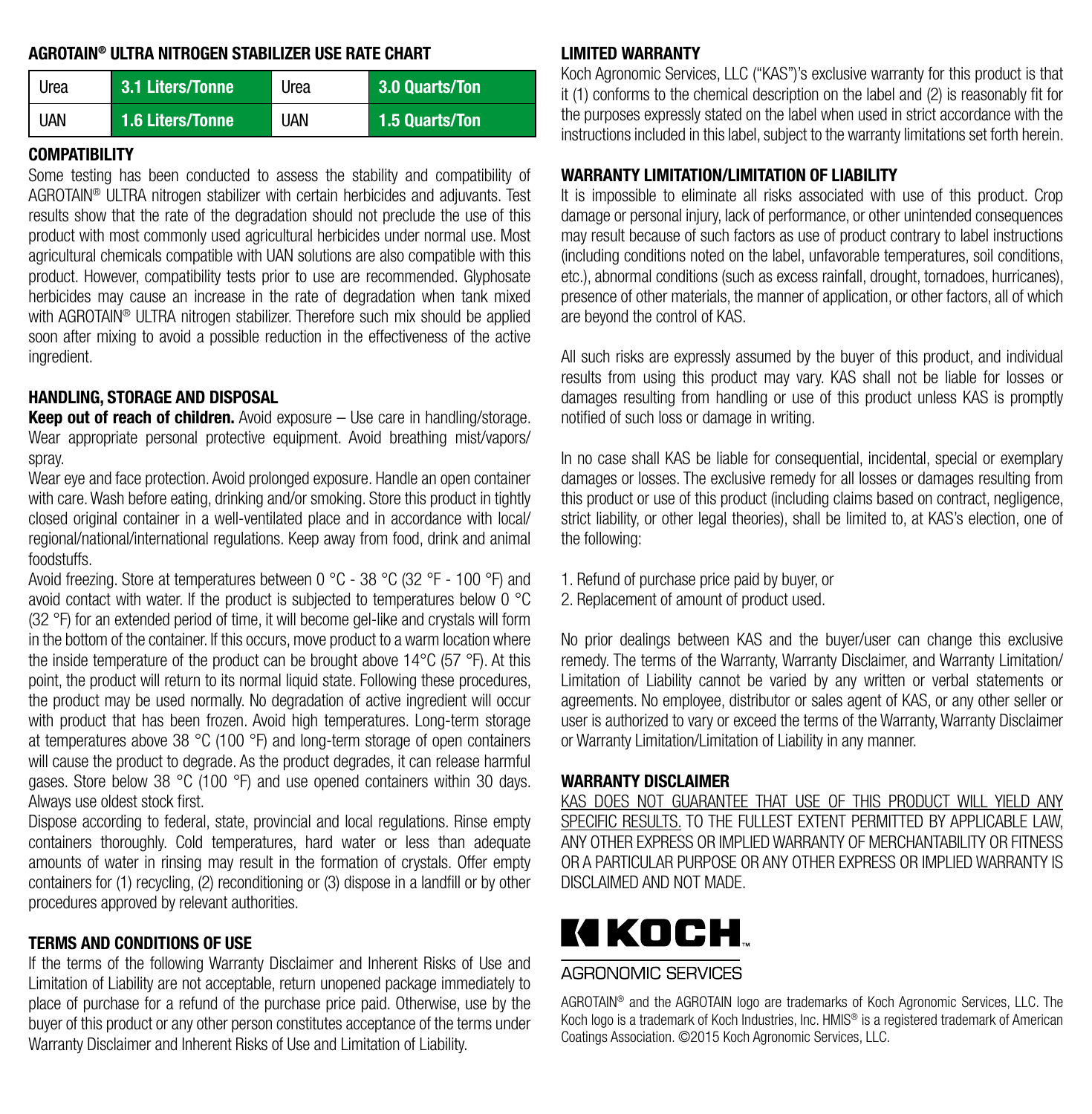## AGROTAIN® ULTRA NITROGEN STABILIZER USE RATE CHART

| Urea | 3.1 Liters/Tonne | Urea | 3.0 Quarts/Ton |
|---|---|---|---|
| UAN | 1.6 Liters/Tonne | UAN | 1.5 Quarts/Ton |

## COMPATIBILITY

Some testing has been conducted to assess the stability and compatibility of AGROTAIN® ULTRA nitrogen stabilizer with certain herbicides and adjuvants. Test results show that the rate of the degradation should not preclude the use of this product with most commonly used agricultural herbicides under normal use. Most agricultural chemicals compatible with UAN solutions are also compatible with this product. However, compatibility tests prior to use are recommended. Glyphosate herbicides may cause an increase in the rate of degradation when tank mixed with AGROTAIN® ULTRA nitrogen stabilizer. Therefore such mix should be applied soon after mixing to avoid a possible reduction in the effectiveness of the active ingredient.

## HANDLING, STORAGE AND DISPOSAL

**Keep out of reach of children.** Avoid exposure – Use care in handling/storage. Wear appropriate personal protective equipment. Avoid breathing mist/vapors/spray.

Wear eye and face protection. Avoid prolonged exposure. Handle an open container with care. Wash before eating, drinking and/or smoking. Store this product in tightly closed original container in a well-ventilated place and in accordance with local/regional/national/international regulations. Keep away from food, drink and animal foodstuffs.

Avoid freezing. Store at temperatures between 0 °C - 38 °C (32 °F - 100 °F) and avoid contact with water. If the product is subjected to temperatures below 0 °C (32 °F) for an extended period of time, it will become gel-like and crystals will form in the bottom of the container. If this occurs, move product to a warm location where the inside temperature of the product can be brought above 14°C (57 °F). At this point, the product will return to its normal liquid state. Following these procedures, the product may be used normally. No degradation of active ingredient will occur with product that has been frozen. Avoid high temperatures. Long-term storage at temperatures above 38 °C (100 °F) and long-term storage of open containers will cause the product to degrade. As the product degrades, it can release harmful gases. Store below 38 °C (100 °F) and use opened containers within 30 days. Always use oldest stock first.

Dispose according to federal, state, provincial and local regulations. Rinse empty containers thoroughly. Cold temperatures, hard water or less than adequate amounts of water in rinsing may result in the formation of crystals. Offer empty containers for (1) recycling, (2) reconditioning or (3) dispose in a landfill or by other procedures approved by relevant authorities.

## TERMS AND CONDITIONS OF USE

If the terms of the following Warranty Disclaimer and Inherent Risks of Use and Limitation of Liability are not acceptable, return unopened package immediately to place of purchase for a refund of the purchase price paid. Otherwise, use by the buyer of this product or any other person constitutes acceptance of the terms under Warranty Disclaimer and Inherent Risks of Use and Limitation of Liability.

## LIMITED WARRANTY

Koch Agronomic Services, LLC ("KAS")'s exclusive warranty for this product is that it (1) conforms to the chemical description on the label and (2) is reasonably fit for the purposes expressly stated on the label when used in strict accordance with the instructions included in this label, subject to the warranty limitations set forth herein.

## WARRANTY LIMITATION/LIMITATION OF LIABILITY

It is impossible to eliminate all risks associated with use of this product. Crop damage or personal injury, lack of performance, or other unintended consequences may result because of such factors as use of product contrary to label instructions (including conditions noted on the label, unfavorable temperatures, soil conditions, etc.), abnormal conditions (such as excess rainfall, drought, tornadoes, hurricanes), presence of other materials, the manner of application, or other factors, all of which are beyond the control of KAS.

All such risks are expressly assumed by the buyer of this product, and individual results from using this product may vary. KAS shall not be liable for losses or damages resulting from handling or use of this product unless KAS is promptly notified of such loss or damage in writing.

In no case shall KAS be liable for consequential, incidental, special or exemplary damages or losses. The exclusive remedy for all losses or damages resulting from this product or use of this product (including claims based on contract, negligence, strict liability, or other legal theories), shall be limited to, at KAS's election, one of the following:

1. Refund of purchase price paid by buyer, or
2. Replacement of amount of product used.

No prior dealings between KAS and the buyer/user can change this exclusive remedy. The terms of the Warranty, Warranty Disclaimer, and Warranty Limitation/Limitation of Liability cannot be varied by any written or verbal statements or agreements. No employee, distributor or sales agent of KAS, or any other seller or user is authorized to vary or exceed the terms of the Warranty, Warranty Disclaimer or Warranty Limitation/Limitation of Liability in any manner.

## WARRANTY DISCLAIMER

KAS DOES NOT GUARANTEE THAT USE OF THIS PRODUCT WILL YIELD ANY SPECIFIC RESULTS. TO THE FULLEST EXTENT PERMITTED BY APPLICABLE LAW, ANY OTHER EXPRESS OR IMPLIED WARRANTY OF MERCHANTABILITY OR FITNESS OR A PARTICULAR PURPOSE OR ANY OTHER EXPRESS OR IMPLIED WARRANTY IS DISCLAIMED AND NOT MADE.

KOCH™

AGRONOMIC SERVICES

AGROTAIN® and the AGROTAIN logo are trademarks of Koch Agronomic Services, LLC. The Koch logo is a trademark of Koch Industries, Inc. HMIS® is a registered trademark of American Coatings Association. ©2015 Koch Agronomic Services, LLC.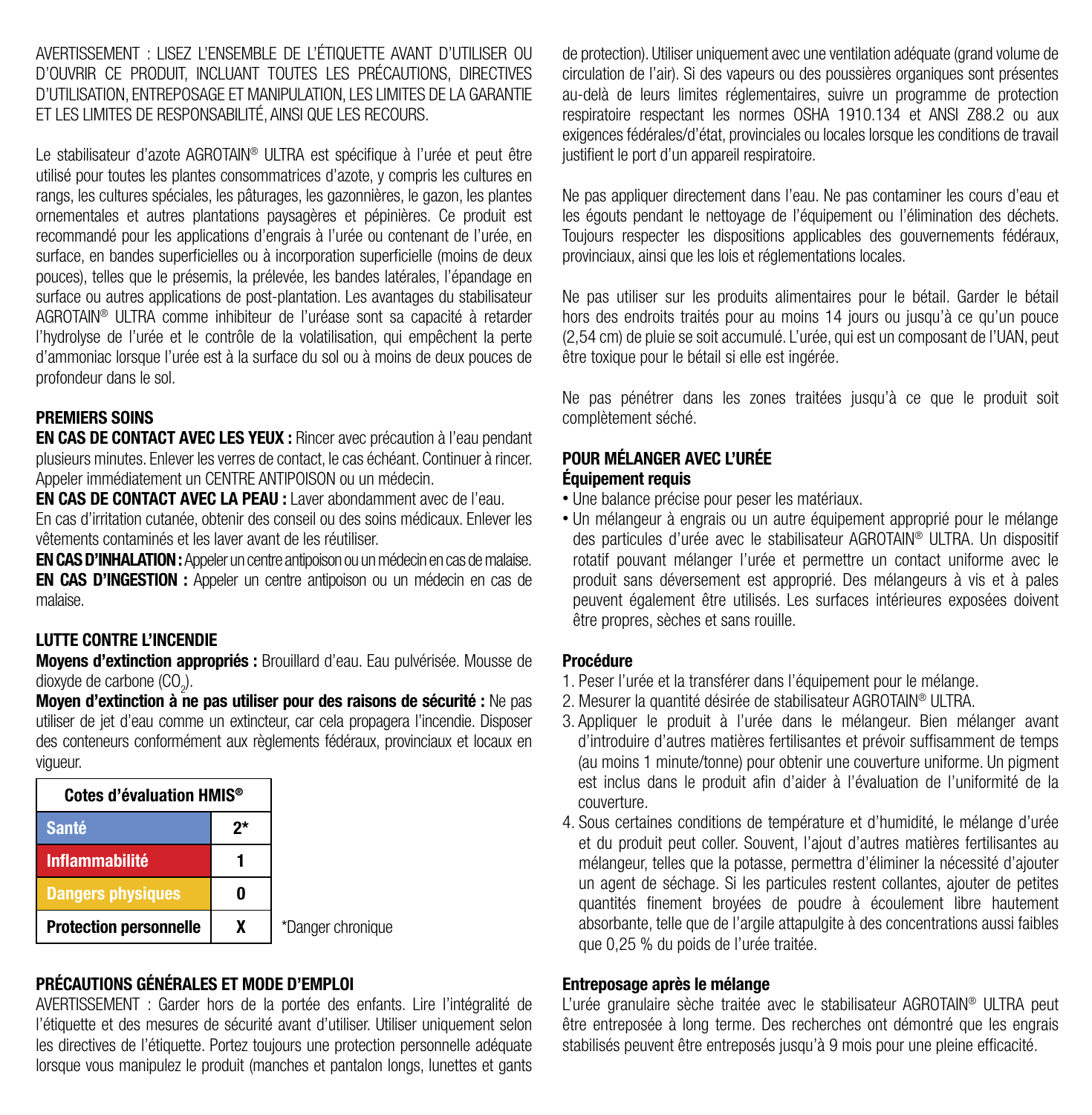AVERTISSEMENT : LISEZ L'ENSEMBLE DE L'ÉTIQUETTE AVANT D'UTILISER OU D'OUVRIR CE PRODUIT, INCLUANT TOUTES LES PRÉCAUTIONS, DIRECTIVES D'UTILISATION, ENTREPOSAGE ET MANIPULATION, LES LIMITES DE LA GARANTIE ET LES LIMITES DE RESPONSABILITÉ, AINSI QUE LES RECOURS.

Le stabilisateur d'azote AGROTAIN® ULTRA est spécifique à l'urée et peut être utilisé pour toutes les plantes consommatrices d'azote, y compris les cultures en rangs, les cultures spéciales, les pâturages, les gazonnières, le gazon, les plantes ornementales et autres plantations paysagères et pépinières. Ce produit est recommandé pour les applications d'engrais à l'urée ou contenant de l'urée, en surface, en bandes superficielles ou à incorporation superficielle (moins de deux pouces), telles que le présemis, la prélevée, les bandes latérales, l'épandage en surface ou autres applications de post-plantation. Les avantages du stabilisateur AGROTAIN® ULTRA comme inhibiteur de l'uréase sont sa capacité à retarder l'hydrolyse de l'urée et le contrôle de la volatilisation, qui empêchent la perte d'ammoniac lorsque l'urée est à la surface du sol ou à moins de deux pouces de profondeur dans le sol.

## PREMIERS SOINS

**EN CAS DE CONTACT AVEC LES YEUX :** Rincer avec précaution à l'eau pendant plusieurs minutes. Enlever les verres de contact, le cas échéant. Continuer à rincer. Appeler immédiatement un CENTRE ANTIPOISON ou un médecin.

**EN CAS DE CONTACT AVEC LA PEAU :** Laver abondamment avec de l'eau. En cas d'irritation cutanée, obtenir des conseil ou des soins médicaux. Enlever les vêtements contaminés et les laver avant de les réutiliser.

**EN CAS D'INHALATION :** Appeler un centre antipoison ou un médecin en cas de malaise.

**EN CAS D'INGESTION :** Appeler un centre antipoison ou un médecin en cas de malaise.

## LUTTE CONTRE L'INCENDIE

**Moyens d'extinction appropriés :** Brouillard d'eau. Eau pulvérisée. Mousse de dioxyde de carbone ($CO_2$).

**Moyen d'extinction à ne pas utiliser pour des raisons de sécurité :** Ne pas utiliser de jet d'eau comme un extincteur, car cela propagera l'incendie. Disposer des conteneurs conformément aux règlements fédéraux, provinciaux et locaux en vigueur.

| Cotes d'évaluation HMIS® | |
|---|---|
| Santé | 2* |
| Inflammabilité | 1 |
| Dangers physiques | 0 |
| Protection personnelle | X |

*Danger chronique

## PRÉCAUTIONS GÉNÉRALES ET MODE D'EMPLOI

AVERTISSEMENT : Garder hors de la portée des enfants. Lire l'intégralité de l'étiquette et des mesures de sécurité avant d'utiliser. Utiliser uniquement selon les directives de l'étiquette. Portez toujours une protection personnelle adéquate lorsque vous manipulez le produit (manches et pantalon longs, lunettes et gants de protection). Utiliser uniquement avec une ventilation adéquate (grand volume de circulation de l'air). Si des vapeurs ou des poussières organiques sont présentes au-delà de leurs limites réglementaires, suivre un programme de protection respiratoire respectant les normes OSHA 1910.134 et ANSI Z88.2 ou aux exigences fédérales/d'état, provinciales ou locales lorsque les conditions de travail justifient le port d'un appareil respiratoire.

Ne pas appliquer directement dans l'eau. Ne pas contaminer les cours d'eau et les égouts pendant le nettoyage de l'équipement ou l'élimination des déchets. Toujours respecter les dispositions applicables des gouvernements fédéraux, provinciaux, ainsi que les lois et réglementations locales.

Ne pas utiliser sur les produits alimentaires pour le bétail. Garder le bétail hors des endroits traités pour au moins 14 jours ou jusqu'à ce qu'un pouce (2,54 cm) de pluie se soit accumulé. L'urée, qui est un composant de l'UAN, peut être toxique pour le bétail si elle est ingérée.

Ne pas pénétrer dans les zones traitées jusqu'à ce que le produit soit complètement séché.

## POUR MÉLANGER AVEC L'URÉE

### Équipement requis

- Une balance précise pour peser les matériaux.
- Un mélangeur à engrais ou un autre équipement approprié pour le mélange des particules d'urée avec le stabilisateur AGROTAIN® ULTRA. Un dispositif rotatif pouvant mélanger l'urée et permettre un contact uniforme avec le produit sans déversement est approprié. Des mélangeurs à vis et à pales peuvent également être utilisés. Les surfaces intérieures exposées doivent être propres, sèches et sans rouille.

### Procédure

1. Peser l'urée et la transférer dans l'équipement pour le mélange.
2. Mesurer la quantité désirée de stabilisateur AGROTAIN® ULTRA.
3. Appliquer le produit à l'urée dans le mélangeur. Bien mélanger avant d'introduire d'autres matières fertilisantes et prévoir suffisamment de temps (au moins 1 minute/tonne) pour obtenir une couverture uniforme. Un pigment est inclus dans le produit afin d'aider à l'évaluation de l'uniformité de la couverture.
4. Sous certaines conditions de température et d'humidité, le mélange d'urée et du produit peut coller. Souvent, l'ajout d'autres matières fertilisantes au mélangeur, telles que la potasse, permettra d'éliminer la nécessité d'ajouter un agent de séchage. Si les particules restent collantes, ajouter de petites quantités finement broyées de poudre à écoulement libre hautement absorbante, telle que de l'argile attapulgite à des concentrations aussi faibles que 0,25 % du poids de l'urée traitée.

### Entreposage après le mélange

L'urée granulaire sèche traitée avec le stabilisateur AGROTAIN® ULTRA peut être entreposée à long terme. Des recherches ont démontré que les engrais stabilisés peuvent être entreposés jusqu'à 9 mois pour une pleine efficacité.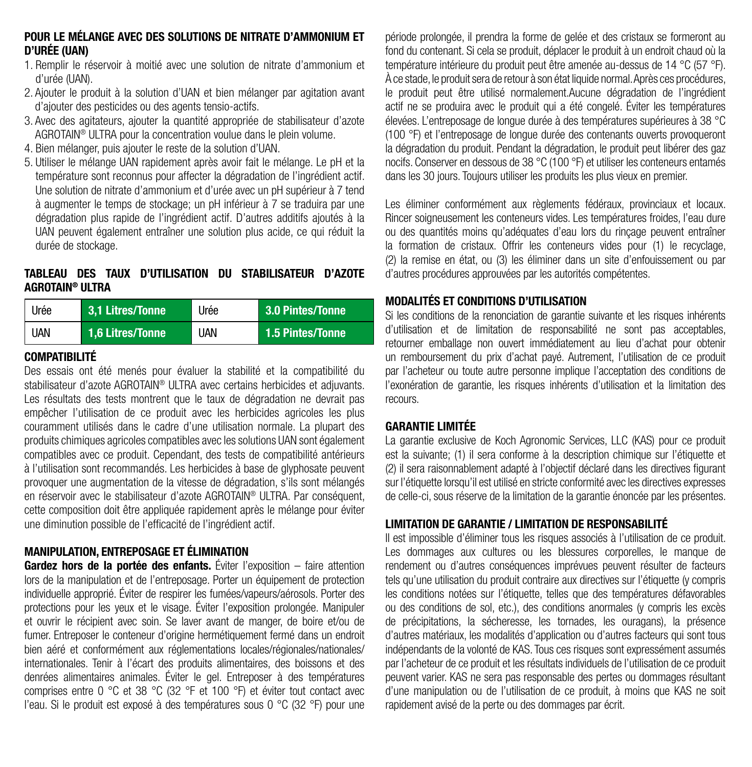## POUR LE MÉLANGE AVEC DES SOLUTIONS DE NITRATE D'AMMONIUM ET D'URÉE (UAN)

1. Remplir le réservoir à moitié avec une solution de nitrate d'ammonium et d'urée (UAN).
2. Ajouter le produit à la solution d'UAN et bien mélanger par agitation avant d'ajouter des pesticides ou des agents tensio-actifs.
3. Avec des agitateurs, ajouter la quantité appropriée de stabilisateur d'azote AGROTAIN® ULTRA pour la concentration voulue dans le plein volume.
4. Bien mélanger, puis ajouter le reste de la solution d'UAN.
5. Utiliser le mélange UAN rapidement après avoir fait le mélange. Le pH et la température sont reconnus pour affecter la dégradation de l'ingrédient actif. Une solution de nitrate d'ammonium et d'urée avec un pH supérieur à 7 tend à augmenter le temps de stockage; un pH inférieur à 7 se traduira par une dégradation plus rapide de l'ingrédient actif. D'autres additifs ajoutés à la UAN peuvent également entraîner une solution plus acide, ce qui réduit la durée de stockage.

## TABLEAU DES TAUX D'UTILISATION DU STABILISATEUR D'AZOTE AGROTAIN® ULTRA

| Urée | **3,1 Litres/Tonne** | Urée | **3.0 Pintes/Tonne** |
|---|---|---|---|
| UAN | **1,6 Litres/Tonne** | UAN | **1.5 Pintes/Tonne** |

## COMPATIBILITÉ

Des essais ont été menés pour évaluer la stabilité et la compatibilité du stabilisateur d'azote AGROTAIN® ULTRA avec certains herbicides et adjuvants. Les résultats des tests montrent que le taux de dégradation ne devrait pas empêcher l'utilisation de ce produit avec les herbicides agricoles les plus couramment utilisés dans le cadre d'une utilisation normale. La plupart des produits chimiques agricoles compatibles avec les solutions UAN sont également compatibles avec ce produit. Cependant, des tests de compatibilité antérieurs à l'utilisation sont recommandés. Les herbicides à base de glyphosate peuvent provoquer une augmentation de la vitesse de dégradation, s'ils sont mélangés en réservoir avec le stabilisateur d'azote AGROTAIN® ULTRA. Par conséquent, cette composition doit être appliquée rapidement après le mélange pour éviter une diminution possible de l'efficacité de l'ingrédient actif.

## MANIPULATION, ENTREPOSAGE ET ÉLIMINATION

**Gardez hors de la portée des enfants.** Éviter l'exposition – faire attention lors de la manipulation et de l'entreposage. Porter un équipement de protection individuelle approprié. Éviter de respirer les fumées/vapeurs/aérosols. Porter des protections pour les yeux et le visage. Éviter l'exposition prolongée. Manipuler et ouvrir le récipient avec soin. Se laver avant de manger, de boire et/ou de fumer. Entreposer le conteneur d'origine hermétiquement fermé dans un endroit bien aéré et conformément aux réglementations locales/régionales/nationales/internationales. Tenir à l'écart des produits alimentaires, des boissons et des denrées alimentaires animales. Éviter le gel. Entreposer à des températures comprises entre 0 °C et 38 °C (32 °F et 100 °F) et éviter tout contact avec l'eau. Si le produit est exposé à des températures sous 0 °C (32 °F) pour une période prolongée, il prendra la forme de gelée et des cristaux se formeront au fond du contenant. Si cela se produit, déplacer le produit à un endroit chaud où la température intérieure du produit peut être amenée au-dessus de 14 °C (57 °F). À ce stade, le produit sera de retour à son état liquide normal. Après ces procédures, le produit peut être utilisé normalement.Aucune dégradation de l'ingrédient actif ne se produira avec le produit qui a été congelé. Éviter les températures élevées. L'entreposage de longue durée à des températures supérieures à 38 °C (100 °F) et l'entreposage de longue durée des contenants ouverts provoqueront la dégradation du produit. Pendant la dégradation, le produit peut libérer des gaz nocifs. Conserver en dessous de 38 °C (100 °F) et utiliser les conteneurs entamés dans les 30 jours. Toujours utiliser les produits les plus vieux en premier.

Les éliminer conformément aux règlements fédéraux, provinciaux et locaux. Rincer soigneusement les conteneurs vides. Les températures froides, l'eau dure ou des quantités moins qu'adéquates d'eau lors du rinçage peuvent entraîner la formation de cristaux. Offrir les conteneurs vides pour (1) le recyclage, (2) la remise en état, ou (3) les éliminer dans un site d'enfouissement ou par d'autres procédures approuvées par les autorités compétentes.

## MODALITÉS ET CONDITIONS D'UTILISATION

Si les conditions de la renonciation de garantie suivante et les risques inhérents d'utilisation et de limitation de responsabilité ne sont pas acceptables, retourner emballage non ouvert immédiatement au lieu d'achat pour obtenir un remboursement du prix d'achat payé. Autrement, l'utilisation de ce produit par l'acheteur ou toute autre personne implique l'acceptation des conditions de l'exonération de garantie, les risques inhérents d'utilisation et la limitation des recours.

## GARANTIE LIMITÉE

La garantie exclusive de Koch Agronomic Services, LLC (KAS) pour ce produit est la suivante; (1) il sera conforme à la description chimique sur l'étiquette et (2) il sera raisonnablement adapté à l'objectif déclaré dans les directives figurant sur l'étiquette lorsqu'il est utilisé en stricte conformité avec les directives expresses de celle-ci, sous réserve de la limitation de la garantie énoncée par les présentes.

## LIMITATION DE GARANTIE / LIMITATION DE RESPONSABILITÉ

Il est impossible d'éliminer tous les risques associés à l'utilisation de ce produit. Les dommages aux cultures ou les blessures corporelles, le manque de rendement ou d'autres conséquences imprévues peuvent résulter de facteurs tels qu'une utilisation du produit contraire aux directives sur l'étiquette (y compris les conditions notées sur l'étiquette, telles que des températures défavorables ou des conditions de sol, etc.), des conditions anormales (y compris les excès de précipitations, la sécheresse, les tornades, les ouragans), la présence d'autres matériaux, les modalités d'application ou d'autres facteurs qui sont tous indépendants de la volonté de KAS. Tous ces risques sont expressément assumés par l'acheteur de ce produit et les résultats individuels de l'utilisation de ce produit peuvent varier. KAS ne sera pas responsable des pertes ou dommages résultant d'une manipulation ou de l'utilisation de ce produit, à moins que KAS ne soit rapidement avisé de la perte ou des dommages par écrit.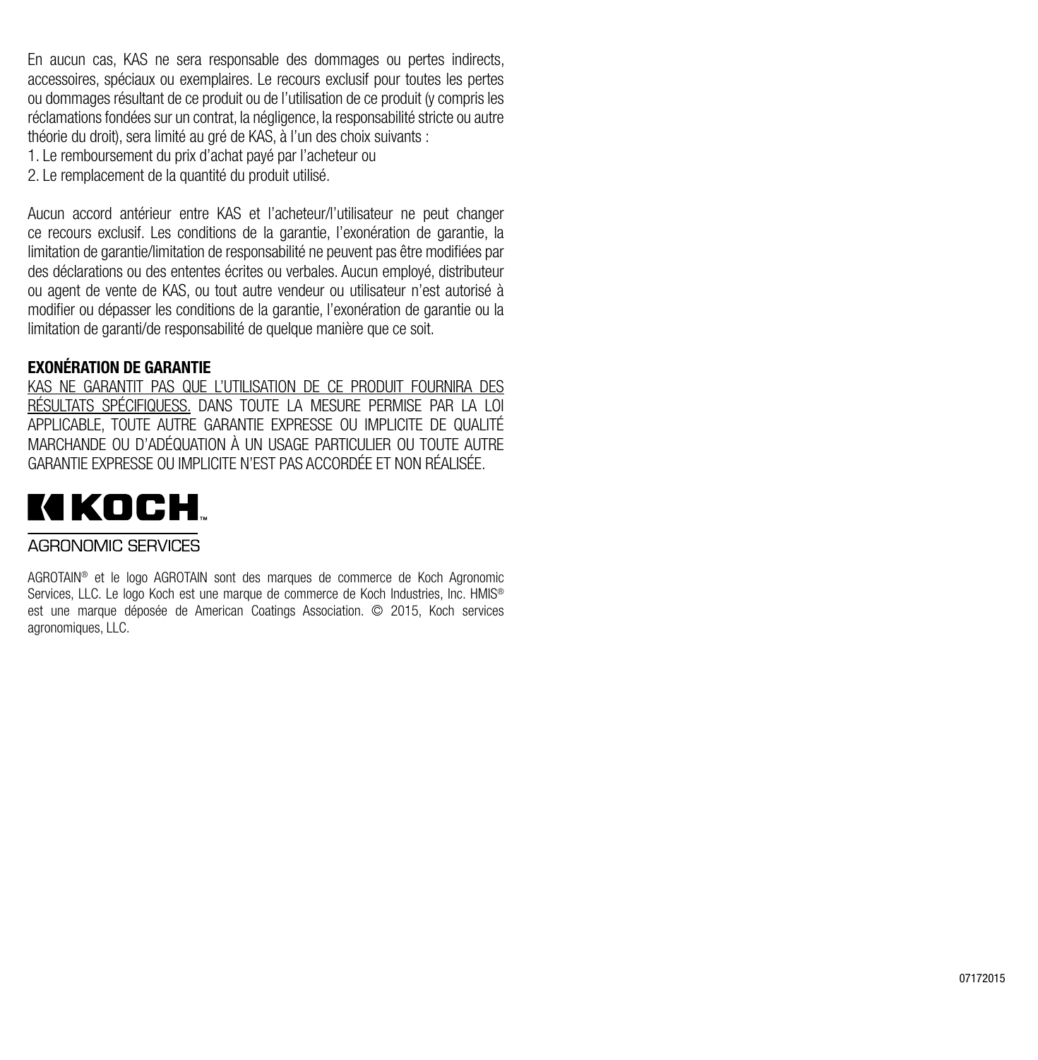En aucun cas, KAS ne sera responsable des dommages ou pertes indirects, accessoires, spéciaux ou exemplaires. Le recours exclusif pour toutes les pertes ou dommages résultant de ce produit ou de l'utilisation de ce produit (y compris les réclamations fondées sur un contrat, la négligence, la responsabilité stricte ou autre théorie du droit), sera limité au gré de KAS, à l'un des choix suivants :

1. Le remboursement du prix d'achat payé par l'acheteur ou
2. Le remplacement de la quantité du produit utilisé.

Aucun accord antérieur entre KAS et l'acheteur/l'utilisateur ne peut changer ce recours exclusif. Les conditions de la garantie, l'exonération de garantie, la limitation de garantie/limitation de responsabilité ne peuvent pas être modifiées par des déclarations ou des ententes écrites ou verbales. Aucun employé, distributeur ou agent de vente de KAS, ou tout autre vendeur ou utilisateur n'est autorisé à modifier ou dépasser les conditions de la garantie, l'exonération de garantie ou la limitation de garanti/de responsabilité de quelque manière que ce soit.

**EXONÉRATION DE GARANTIE**

KAS NE GARANTIT PAS QUE L'UTILISATION DE CE PRODUIT FOURNIRA DES RÉSULTATS SPÉCIFIQUESS. DANS TOUTE LA MESURE PERMISE PAR LA LOI APPLICABLE, TOUTE AUTRE GARANTIE EXPRESSE OU IMPLICITE DE QUALITÉ MARCHANDE OU D'ADÉQUATION À UN USAGE PARTICULIER OU TOUTE AUTRE GARANTIE EXPRESSE OU IMPLICITE N'EST PAS ACCORDÉE ET NON RÉALISÉE.

KOCH™

AGRONOMIC SERVICES

AGROTAIN® et le logo AGROTAIN sont des marques de commerce de Koch Agronomic Services, LLC. Le logo Koch est une marque de commerce de Koch Industries, Inc. HMIS® est une marque déposée de American Coatings Association. © 2015, Koch services agronomiques, LLC.

07172015